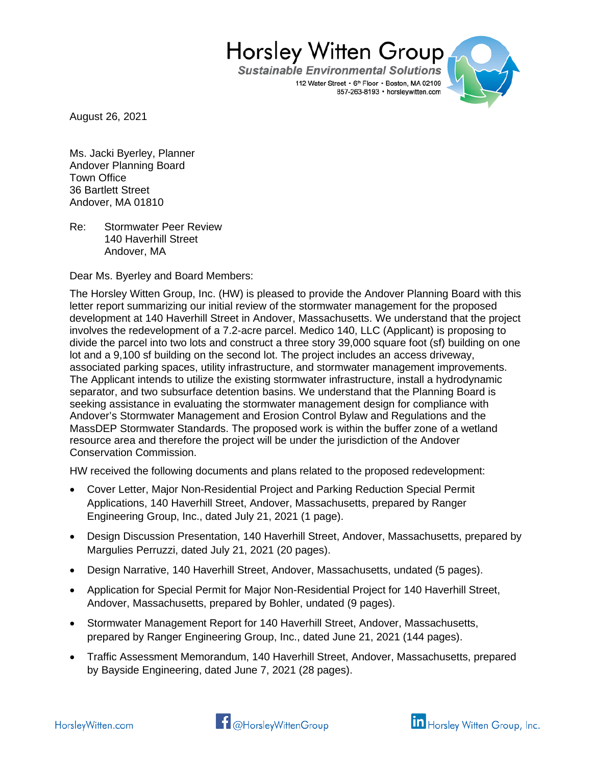Horsley Witten Group
*Sustainable Environmental Solutions*
112 Water Street • 6th Floor • Boston, MA 02109
857-263-8193 • horsleywitten.com

August 26, 2021

Ms. Jacki Byerley, Planner
Andover Planning Board
Town Office
36 Bartlett Street
Andover, MA 01810

Re: Stormwater Peer Review
140 Haverhill Street
Andover, MA

Dear Ms. Byerley and Board Members:

The Horsley Witten Group, Inc. (HW) is pleased to provide the Andover Planning Board with this letter report summarizing our initial review of the stormwater management for the proposed development at 140 Haverhill Street in Andover, Massachusetts. We understand that the project involves the redevelopment of a 7.2-acre parcel. Medico 140, LLC (Applicant) is proposing to divide the parcel into two lots and construct a three story 39,000 square foot (sf) building on one lot and a 9,100 sf building on the second lot. The project includes an access driveway, associated parking spaces, utility infrastructure, and stormwater management improvements. The Applicant intends to utilize the existing stormwater infrastructure, install a hydrodynamic separator, and two subsurface detention basins. We understand that the Planning Board is seeking assistance in evaluating the stormwater management design for compliance with Andover's Stormwater Management and Erosion Control Bylaw and Regulations and the MassDEP Stormwater Standards. The proposed work is within the buffer zone of a wetland resource area and therefore the project will be under the jurisdiction of the Andover Conservation Commission.

HW received the following documents and plans related to the proposed redevelopment:

- Cover Letter, Major Non-Residential Project and Parking Reduction Special Permit Applications, 140 Haverhill Street, Andover, Massachusetts, prepared by Ranger Engineering Group, Inc., dated July 21, 2021 (1 page).
- Design Discussion Presentation, 140 Haverhill Street, Andover, Massachusetts, prepared by Margulies Perruzzi, dated July 21, 2021 (20 pages).
- Design Narrative, 140 Haverhill Street, Andover, Massachusetts, undated (5 pages).
- Application for Special Permit for Major Non-Residential Project for 140 Haverhill Street, Andover, Massachusetts, prepared by Bohler, undated (9 pages).
- Stormwater Management Report for 140 Haverhill Street, Andover, Massachusetts, prepared by Ranger Engineering Group, Inc., dated June 21, 2021 (144 pages).
- Traffic Assessment Memorandum, 140 Haverhill Street, Andover, Massachusetts, prepared by Bayside Engineering, dated June 7, 2021 (28 pages).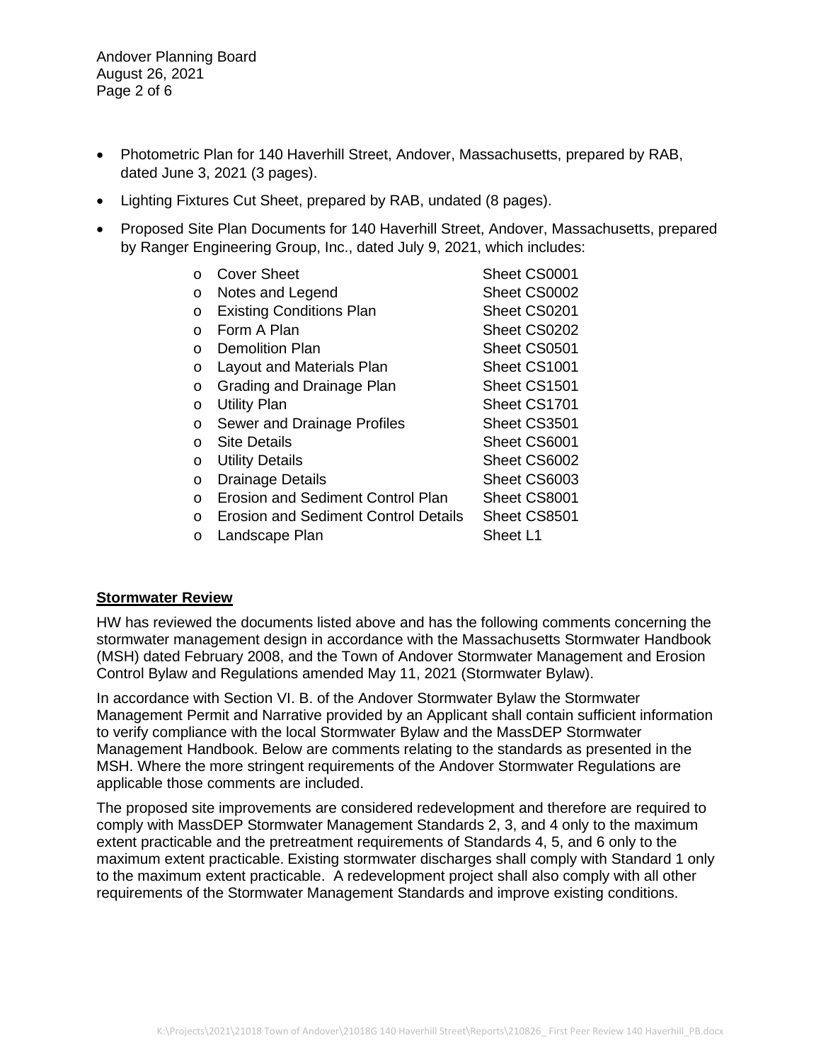- Photometric Plan for 140 Haverhill Street, Andover, Massachusetts, prepared by RAB, dated June 3, 2021 (3 pages).
- Lighting Fixtures Cut Sheet, prepared by RAB, undated (8 pages).
- Proposed Site Plan Documents for 140 Haverhill Street, Andover, Massachusetts, prepared by Ranger Engineering Group, Inc., dated July 9, 2021, which includes:
  - Cover Sheet — Sheet CS0001
  - Notes and Legend — Sheet CS0002
  - Existing Conditions Plan — Sheet CS0201
  - Form A Plan — Sheet CS0202
  - Demolition Plan — Sheet CS0501
  - Layout and Materials Plan — Sheet CS1001
  - Grading and Drainage Plan — Sheet CS1501
  - Utility Plan — Sheet CS1701
  - Sewer and Drainage Profiles — Sheet CS3501
  - Site Details — Sheet CS6001
  - Utility Details — Sheet CS6002
  - Drainage Details — Sheet CS6003
  - Erosion and Sediment Control Plan — Sheet CS8001
  - Erosion and Sediment Control Details — Sheet CS8501
  - Landscape Plan — Sheet L1

## Stormwater Review

HW has reviewed the documents listed above and has the following comments concerning the stormwater management design in accordance with the Massachusetts Stormwater Handbook (MSH) dated February 2008, and the Town of Andover Stormwater Management and Erosion Control Bylaw and Regulations amended May 11, 2021 (Stormwater Bylaw).

In accordance with Section VI. B. of the Andover Stormwater Bylaw the Stormwater Management Permit and Narrative provided by an Applicant shall contain sufficient information to verify compliance with the local Stormwater Bylaw and the MassDEP Stormwater Management Handbook. Below are comments relating to the standards as presented in the MSH. Where the more stringent requirements of the Andover Stormwater Regulations are applicable those comments are included.

The proposed site improvements are considered redevelopment and therefore are required to comply with MassDEP Stormwater Management Standards 2, 3, and 4 only to the maximum extent practicable and the pretreatment requirements of Standards 4, 5, and 6 only to the maximum extent practicable. Existing stormwater discharges shall comply with Standard 1 only to the maximum extent practicable. A redevelopment project shall also comply with all other requirements of the Stormwater Management Standards and improve existing conditions.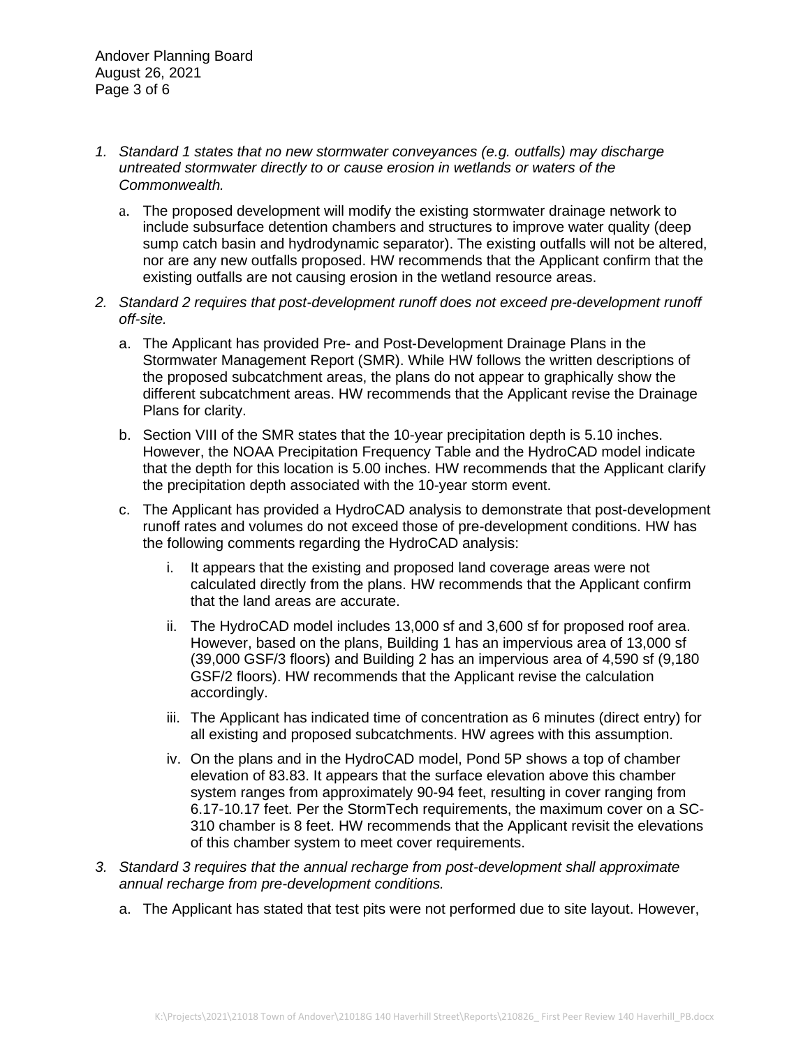1. *Standard 1 states that no new stormwater conveyances (e.g. outfalls) may discharge untreated stormwater directly to or cause erosion in wetlands or waters of the Commonwealth.*

   a. The proposed development will modify the existing stormwater drainage network to include subsurface detention chambers and structures to improve water quality (deep sump catch basin and hydrodynamic separator). The existing outfalls will not be altered, nor are any new outfalls proposed. HW recommends that the Applicant confirm that the existing outfalls are not causing erosion in the wetland resource areas.

2. *Standard 2 requires that post-development runoff does not exceed pre-development runoff off-site.*

   a. The Applicant has provided Pre- and Post-Development Drainage Plans in the Stormwater Management Report (SMR). While HW follows the written descriptions of the proposed subcatchment areas, the plans do not appear to graphically show the different subcatchment areas. HW recommends that the Applicant revise the Drainage Plans for clarity.

   b. Section VIII of the SMR states that the 10-year precipitation depth is 5.10 inches. However, the NOAA Precipitation Frequency Table and the HydroCAD model indicate that the depth for this location is 5.00 inches. HW recommends that the Applicant clarify the precipitation depth associated with the 10-year storm event.

   c. The Applicant has provided a HydroCAD analysis to demonstrate that post-development runoff rates and volumes do not exceed those of pre-development conditions. HW has the following comments regarding the HydroCAD analysis:

      i. It appears that the existing and proposed land coverage areas were not calculated directly from the plans. HW recommends that the Applicant confirm that the land areas are accurate.

      ii. The HydroCAD model includes 13,000 sf and 3,600 sf for proposed roof area. However, based on the plans, Building 1 has an impervious area of 13,000 sf (39,000 GSF/3 floors) and Building 2 has an impervious area of 4,590 sf (9,180 GSF/2 floors). HW recommends that the Applicant revise the calculation accordingly.

      iii. The Applicant has indicated time of concentration as 6 minutes (direct entry) for all existing and proposed subcatchments. HW agrees with this assumption.

      iv. On the plans and in the HydroCAD model, Pond 5P shows a top of chamber elevation of 83.83. It appears that the surface elevation above this chamber system ranges from approximately 90-94 feet, resulting in cover ranging from 6.17-10.17 feet. Per the StormTech requirements, the maximum cover on a SC-310 chamber is 8 feet. HW recommends that the Applicant revisit the elevations of this chamber system to meet cover requirements.

3. *Standard 3 requires that the annual recharge from post-development shall approximate annual recharge from pre-development conditions.*

   a. The Applicant has stated that test pits were not performed due to site layout. However,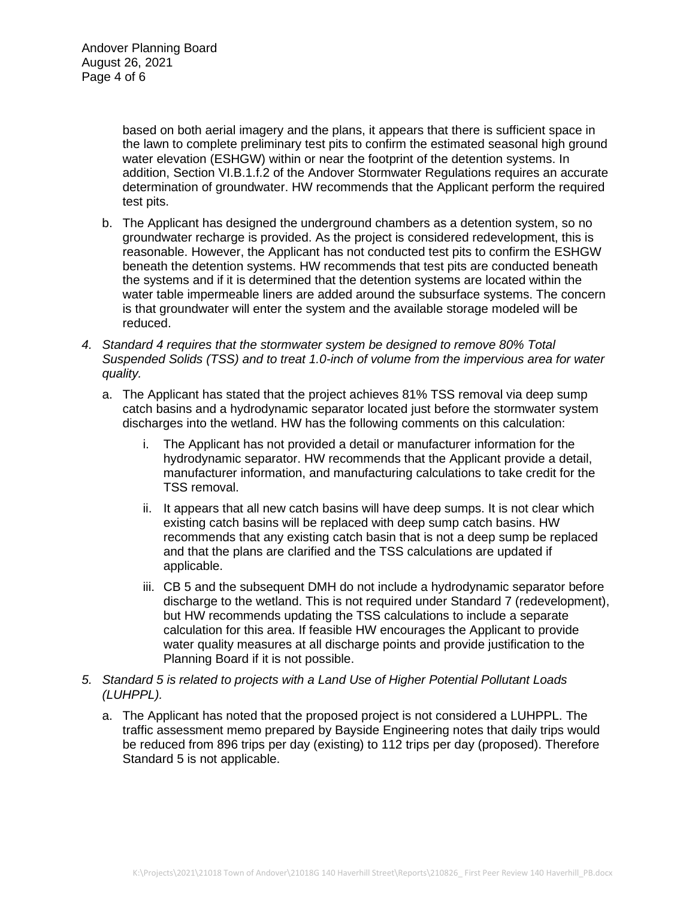based on both aerial imagery and the plans, it appears that there is sufficient space in the lawn to complete preliminary test pits to confirm the estimated seasonal high ground water elevation (ESHGW) within or near the footprint of the detention systems. In addition, Section VI.B.1.f.2 of the Andover Stormwater Regulations requires an accurate determination of groundwater. HW recommends that the Applicant perform the required test pits.

b. The Applicant has designed the underground chambers as a detention system, so no groundwater recharge is provided. As the project is considered redevelopment, this is reasonable. However, the Applicant has not conducted test pits to confirm the ESHGW beneath the detention systems. HW recommends that test pits are conducted beneath the systems and if it is determined that the detention systems are located within the water table impermeable liners are added around the subsurface systems. The concern is that groundwater will enter the system and the available storage modeled will be reduced.

4. *Standard 4 requires that the stormwater system be designed to remove 80% Total Suspended Solids (TSS) and to treat 1.0-inch of volume from the impervious area for water quality.*

   a. The Applicant has stated that the project achieves 81% TSS removal via deep sump catch basins and a hydrodynamic separator located just before the stormwater system discharges into the wetland. HW has the following comments on this calculation:

      i. The Applicant has not provided a detail or manufacturer information for the hydrodynamic separator. HW recommends that the Applicant provide a detail, manufacturer information, and manufacturing calculations to take credit for the TSS removal.

      ii. It appears that all new catch basins will have deep sumps. It is not clear which existing catch basins will be replaced with deep sump catch basins. HW recommends that any existing catch basin that is not a deep sump be replaced and that the plans are clarified and the TSS calculations are updated if applicable.

      iii. CB 5 and the subsequent DMH do not include a hydrodynamic separator before discharge to the wetland. This is not required under Standard 7 (redevelopment), but HW recommends updating the TSS calculations to include a separate calculation for this area. If feasible HW encourages the Applicant to provide water quality measures at all discharge points and provide justification to the Planning Board if it is not possible.

5. *Standard 5 is related to projects with a Land Use of Higher Potential Pollutant Loads (LUHPPL).*

   a. The Applicant has noted that the proposed project is not considered a LUHPPL. The traffic assessment memo prepared by Bayside Engineering notes that daily trips would be reduced from 896 trips per day (existing) to 112 trips per day (proposed). Therefore Standard 5 is not applicable.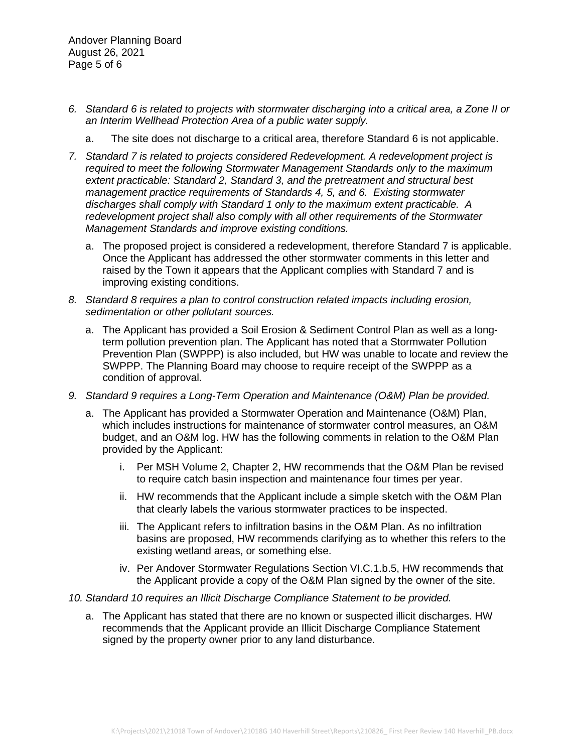6. *Standard 6 is related to projects with stormwater discharging into a critical area, a Zone II or an Interim Wellhead Protection Area of a public water supply.*

    a. The site does not discharge to a critical area, therefore Standard 6 is not applicable.

7. *Standard 7 is related to projects considered Redevelopment. A redevelopment project is required to meet the following Stormwater Management Standards only to the maximum extent practicable: Standard 2, Standard 3, and the pretreatment and structural best management practice requirements of Standards 4, 5, and 6. Existing stormwater discharges shall comply with Standard 1 only to the maximum extent practicable. A redevelopment project shall also comply with all other requirements of the Stormwater Management Standards and improve existing conditions.*

    a. The proposed project is considered a redevelopment, therefore Standard 7 is applicable. Once the Applicant has addressed the other stormwater comments in this letter and raised by the Town it appears that the Applicant complies with Standard 7 and is improving existing conditions.

8. *Standard 8 requires a plan to control construction related impacts including erosion, sedimentation or other pollutant sources.*

    a. The Applicant has provided a Soil Erosion & Sediment Control Plan as well as a long-term pollution prevention plan. The Applicant has noted that a Stormwater Pollution Prevention Plan (SWPPP) is also included, but HW was unable to locate and review the SWPPP. The Planning Board may choose to require receipt of the SWPPP as a condition of approval.

9. *Standard 9 requires a Long-Term Operation and Maintenance (O&M) Plan be provided.*

    a. The Applicant has provided a Stormwater Operation and Maintenance (O&M) Plan, which includes instructions for maintenance of stormwater control measures, an O&M budget, and an O&M log. HW has the following comments in relation to the O&M Plan provided by the Applicant:

        i. Per MSH Volume 2, Chapter 2, HW recommends that the O&M Plan be revised to require catch basin inspection and maintenance four times per year.

        ii. HW recommends that the Applicant include a simple sketch with the O&M Plan that clearly labels the various stormwater practices to be inspected.

        iii. The Applicant refers to infiltration basins in the O&M Plan. As no infiltration basins are proposed, HW recommends clarifying as to whether this refers to the existing wetland areas, or something else.

        iv. Per Andover Stormwater Regulations Section VI.C.1.b.5, HW recommends that the Applicant provide a copy of the O&M Plan signed by the owner of the site.

10. *Standard 10 requires an Illicit Discharge Compliance Statement to be provided.*

    a. The Applicant has stated that there are no known or suspected illicit discharges. HW recommends that the Applicant provide an Illicit Discharge Compliance Statement signed by the property owner prior to any land disturbance.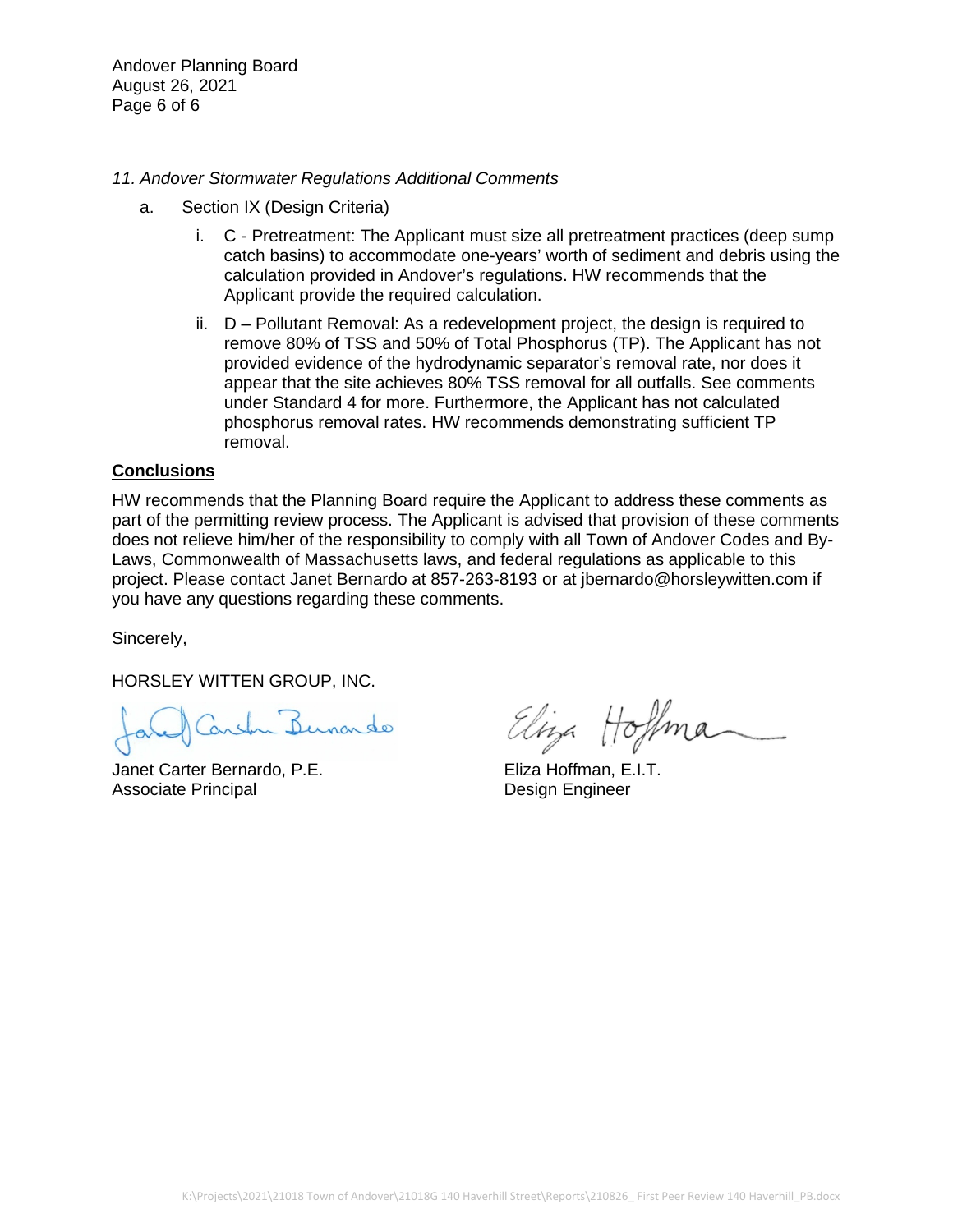*11. Andover Stormwater Regulations Additional Comments*

a. Section IX (Design Criteria)

   i. C - Pretreatment: The Applicant must size all pretreatment practices (deep sump catch basins) to accommodate one-years' worth of sediment and debris using the calculation provided in Andover's regulations. HW recommends that the Applicant provide the required calculation.

   ii. D – Pollutant Removal: As a redevelopment project, the design is required to remove 80% of TSS and 50% of Total Phosphorus (TP). The Applicant has not provided evidence of the hydrodynamic separator's removal rate, nor does it appear that the site achieves 80% TSS removal for all outfalls. See comments under Standard 4 for more. Furthermore, the Applicant has not calculated phosphorus removal rates. HW recommends demonstrating sufficient TP removal.

## **Conclusions**

HW recommends that the Planning Board require the Applicant to address these comments as part of the permitting review process. The Applicant is advised that provision of these comments does not relieve him/her of the responsibility to comply with all Town of Andover Codes and By-Laws, Commonwealth of Massachusetts laws, and federal regulations as applicable to this project. Please contact Janet Bernardo at 857-263-8193 or at jbernardo@horsleywitten.com if you have any questions regarding these comments.

Sincerely,

HORSLEY WITTEN GROUP, INC.

Janet Carter Bernardo, P.E.
Associate Principal

Eliza Hoffman, E.I.T.
Design Engineer